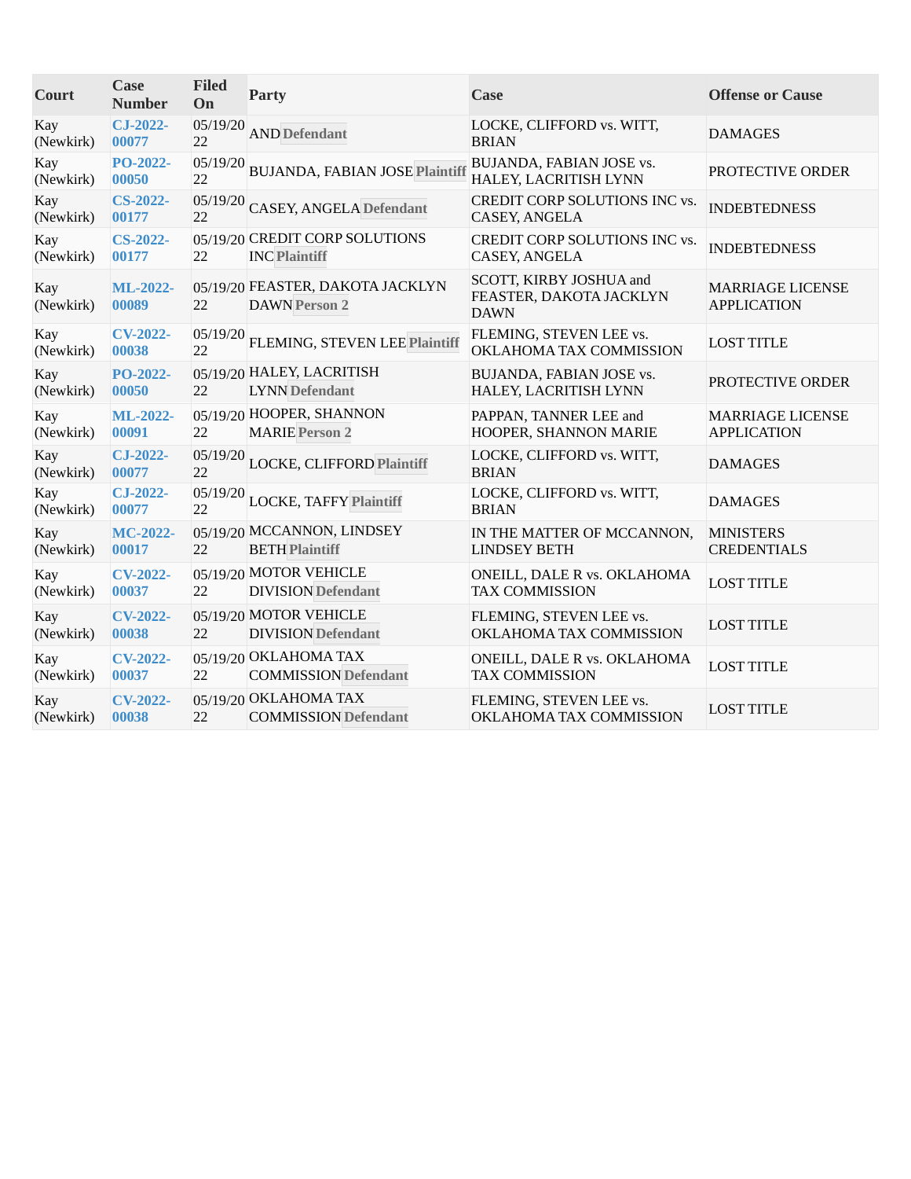| Court | Case Number | Filed On | Party | Case | Offense or Cause |
| --- | --- | --- | --- | --- | --- |
| Kay (Newkirk) | CJ-2022-00077 | 05/19/2022 | AND Defendant | LOCKE, CLIFFORD vs. WITT, BRIAN | DAMAGES |
| Kay (Newkirk) | PO-2022-00050 | 05/19/2022 | BUJANDA, FABIAN JOSE Plaintiff | BUJANDA, FABIAN JOSE vs. HALEY, LACRITISH LYNN | PROTECTIVE ORDER |
| Kay (Newkirk) | CS-2022-00177 | 05/19/2022 | CASEY, ANGELA Defendant | CREDIT CORP SOLUTIONS INC vs. CASEY, ANGELA | INDEBTEDNESS |
| Kay (Newkirk) | CS-2022-00177 | 05/19/2022 | CREDIT CORP SOLUTIONS INC Plaintiff | CREDIT CORP SOLUTIONS INC vs. CASEY, ANGELA | INDEBTEDNESS |
| Kay (Newkirk) | ML-2022-00089 | 05/19/2022 | FEASTER, DAKOTA JACKLYN DAWN Person 2 | SCOTT, KIRBY JOSHUA and FEASTER, DAKOTA JACKLYN DAWN | MARRIAGE LICENSE APPLICATION |
| Kay (Newkirk) | CV-2022-00038 | 05/19/2022 | FLEMING, STEVEN LEE Plaintiff | FLEMING, STEVEN LEE vs. OKLAHOMA TAX COMMISSION | LOST TITLE |
| Kay (Newkirk) | PO-2022-00050 | 05/19/2022 | HALEY, LACRITISH LYNN Defendant | BUJANDA, FABIAN JOSE vs. HALEY, LACRITISH LYNN | PROTECTIVE ORDER |
| Kay (Newkirk) | ML-2022-00091 | 05/19/2022 | HOOPER, SHANNON MARIE Person 2 | PAPPAN, TANNER LEE and HOOPER, SHANNON MARIE | MARRIAGE LICENSE APPLICATION |
| Kay (Newkirk) | CJ-2022-00077 | 05/19/2022 | LOCKE, CLIFFORD Plaintiff | LOCKE, CLIFFORD vs. WITT, BRIAN | DAMAGES |
| Kay (Newkirk) | CJ-2022-00077 | 05/19/2022 | LOCKE, TAFFY Plaintiff | LOCKE, CLIFFORD vs. WITT, BRIAN | DAMAGES |
| Kay (Newkirk) | MC-2022-00017 | 05/19/2022 | MCCANNON, LINDSEY BETH Plaintiff | IN THE MATTER OF MCCANNON, LINDSEY BETH | MINISTERS CREDENTIALS |
| Kay (Newkirk) | CV-2022-00037 | 05/19/2022 | MOTOR VEHICLE DIVISION Defendant | ONEILL, DALE R vs. OKLAHOMA TAX COMMISSION | LOST TITLE |
| Kay (Newkirk) | CV-2022-00038 | 05/19/2022 | MOTOR VEHICLE DIVISION Defendant | FLEMING, STEVEN LEE vs. OKLAHOMA TAX COMMISSION | LOST TITLE |
| Kay (Newkirk) | CV-2022-00037 | 05/19/2022 | OKLAHOMA TAX COMMISSION Defendant | ONEILL, DALE R vs. OKLAHOMA TAX COMMISSION | LOST TITLE |
| Kay (Newkirk) | CV-2022-00038 | 05/19/2022 | OKLAHOMA TAX COMMISSION Defendant | FLEMING, STEVEN LEE vs. OKLAHOMA TAX COMMISSION | LOST TITLE |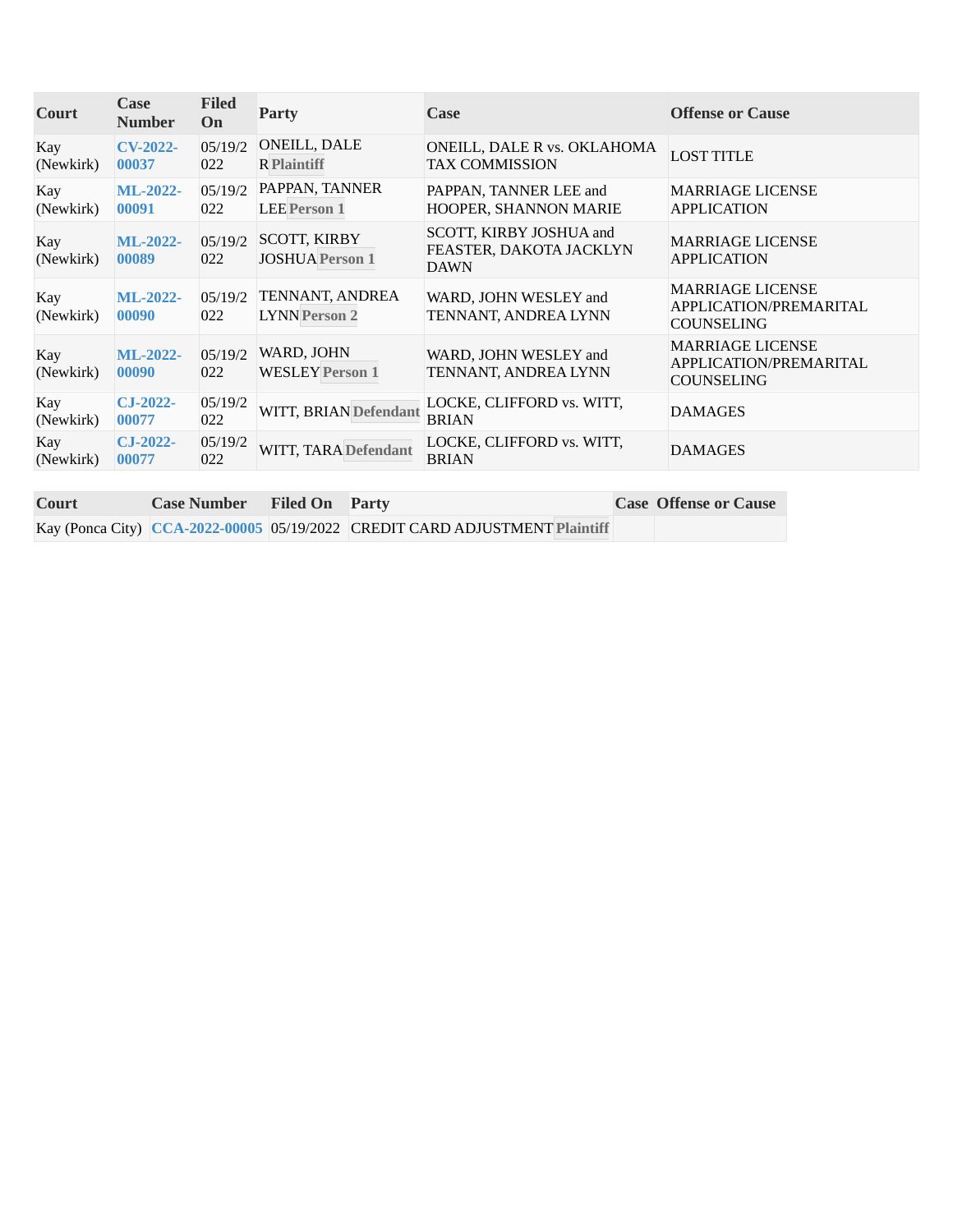| Court | Case Number | Filed On | Party | Case | Offense or Cause |
| --- | --- | --- | --- | --- | --- |
| Kay (Newkirk) | CV-2022-00037 | 05/19/2022 | ONEILL, DALE R **Plaintiff** | ONEILL, DALE R vs. OKLAHOMA TAX COMMISSION | LOST TITLE |
| Kay (Newkirk) | ML-2022-00091 | 05/19/2022 | PAPPAN, TANNER LEE **Person 1** | PAPPAN, TANNER LEE and HOOPER, SHANNON MARIE | MARRIAGE LICENSE APPLICATION |
| Kay (Newkirk) | ML-2022-00089 | 05/19/2022 | SCOTT, KIRBY JOSHUA **Person 1** | SCOTT, KIRBY JOSHUA and FEASTER, DAKOTA JACKLYN DAWN | MARRIAGE LICENSE APPLICATION |
| Kay (Newkirk) | ML-2022-00090 | 05/19/2022 | TENNANT, ANDREA LYNN **Person 2** | WARD, JOHN WESLEY and TENNANT, ANDREA LYNN | MARRIAGE LICENSE APPLICATION/PREMARITAL COUNSELING |
| Kay (Newkirk) | ML-2022-00090 | 05/19/2022 | WARD, JOHN WESLEY **Person 1** | WARD, JOHN WESLEY and TENNANT, ANDREA LYNN | MARRIAGE LICENSE APPLICATION/PREMARITAL COUNSELING |
| Kay (Newkirk) | CJ-2022-00077 | 05/19/2022 | WITT, BRIAN **Defendant** | LOCKE, CLIFFORD vs. WITT, BRIAN | DAMAGES |
| Kay (Newkirk) | CJ-2022-00077 | 05/19/2022 | WITT, TARA **Defendant** | LOCKE, CLIFFORD vs. WITT, BRIAN | DAMAGES |

| Court | Case Number | Filed On | Party | Case | Offense or Cause |
| --- | --- | --- | --- | --- | --- |
| Kay (Ponca City) | CCA-2022-00005 | 05/19/2022 | CREDIT CARD ADJUSTMENT **Plaintiff** | | |